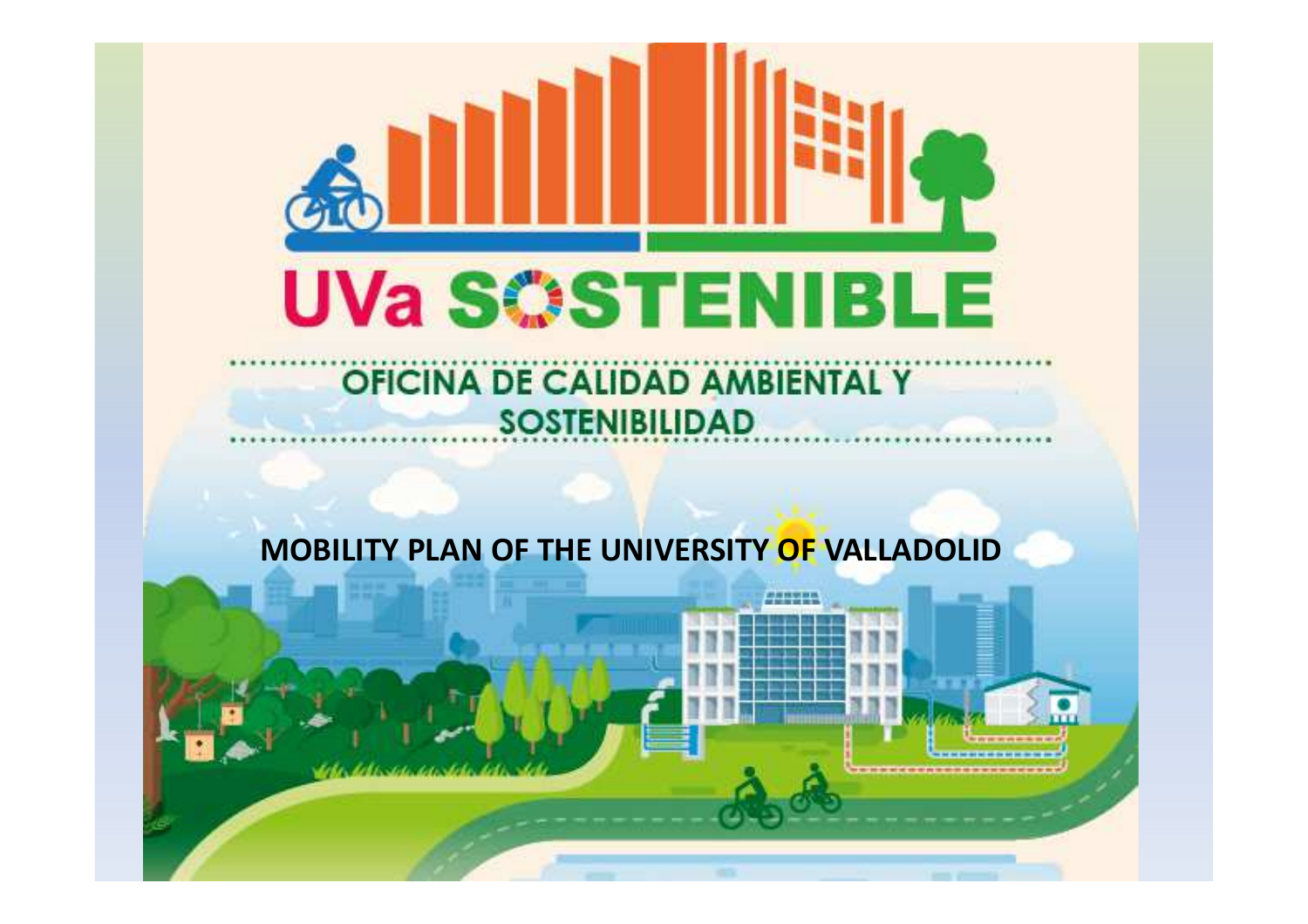# UVa SOSTENIBLE

OFICINA DE CALIDAD AMBIENTAL Y SOSTENIBILIDAD

**MOBILITY PLAN OF THE UNIVERSITY OF VALLADOLID**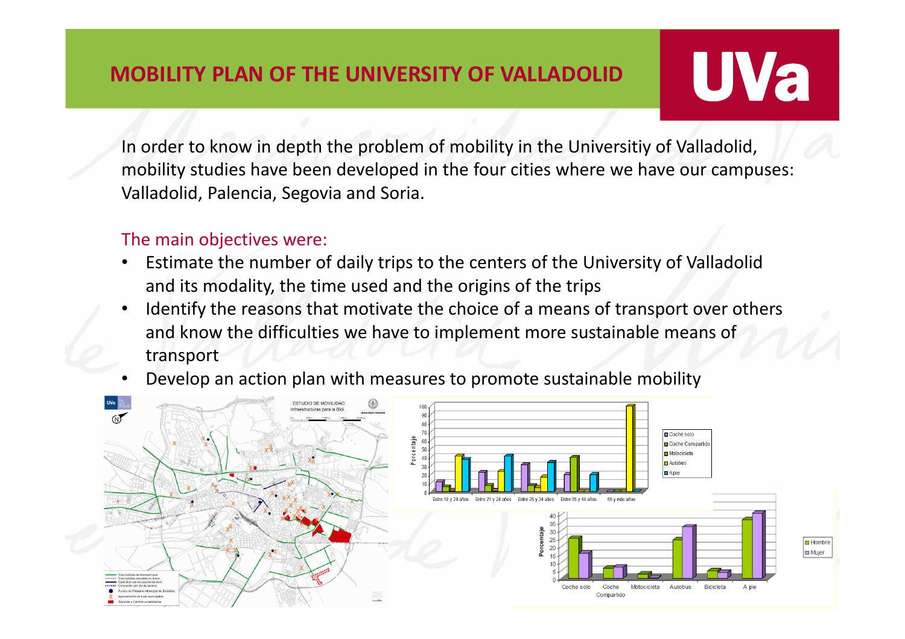# MOBILITY PLAN OF THE UNIVERSITY OF VALLADOLID

In order to know in depth the problem of mobility in the Universitiy of Valladolid, mobility studies have been developed in the four cities where we have our campuses: Valladolid, Palencia, Segovia and Soria.

The main objectives were:

- Estimate the number of daily trips to the centers of the University of Valladolid and its modality, the time used and the origins of the trips
- Identify the reasons that motivate the choice of a means of transport over others and know the difficulties we have to implement more sustainable means of transport
- Develop an action plan with measures to promote sustainable mobility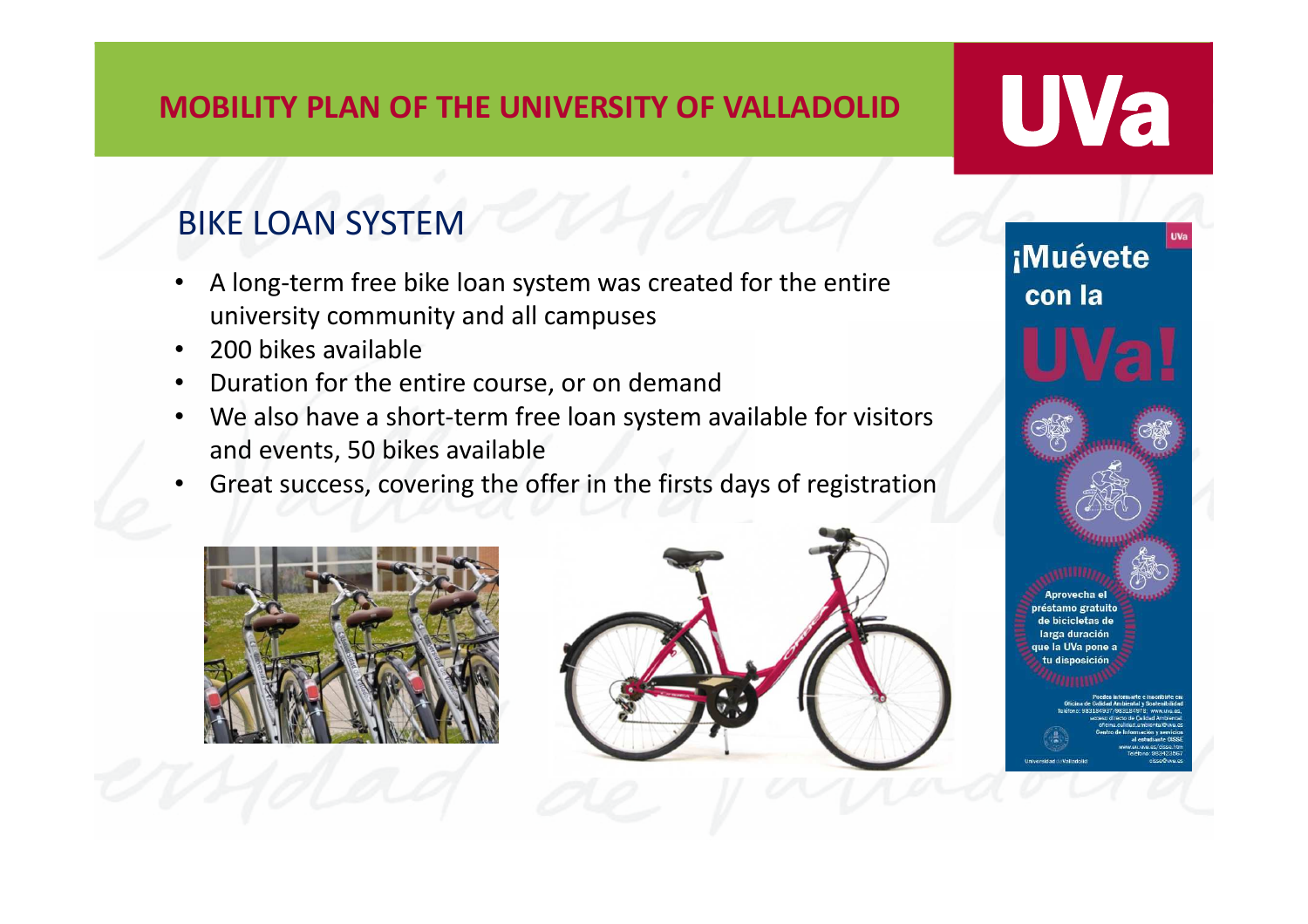# MOBILITY PLAN OF THE UNIVERSITY OF VALLADOLID

UVa

## BIKE LOAN SYSTEM

- A long-term free bike loan system was created for the entire university community and all campuses
- 200 bikes available
- Duration for the entire course, or on demand
- We also have a short-term free loan system available for visitors and events, 50 bikes available
- Great success, covering the offer in the firsts days of registration

¡Muévete con la UVa!

Aprovecha el préstamo gratuito de bicicletas de larga duración que la UVa pone a tu disposición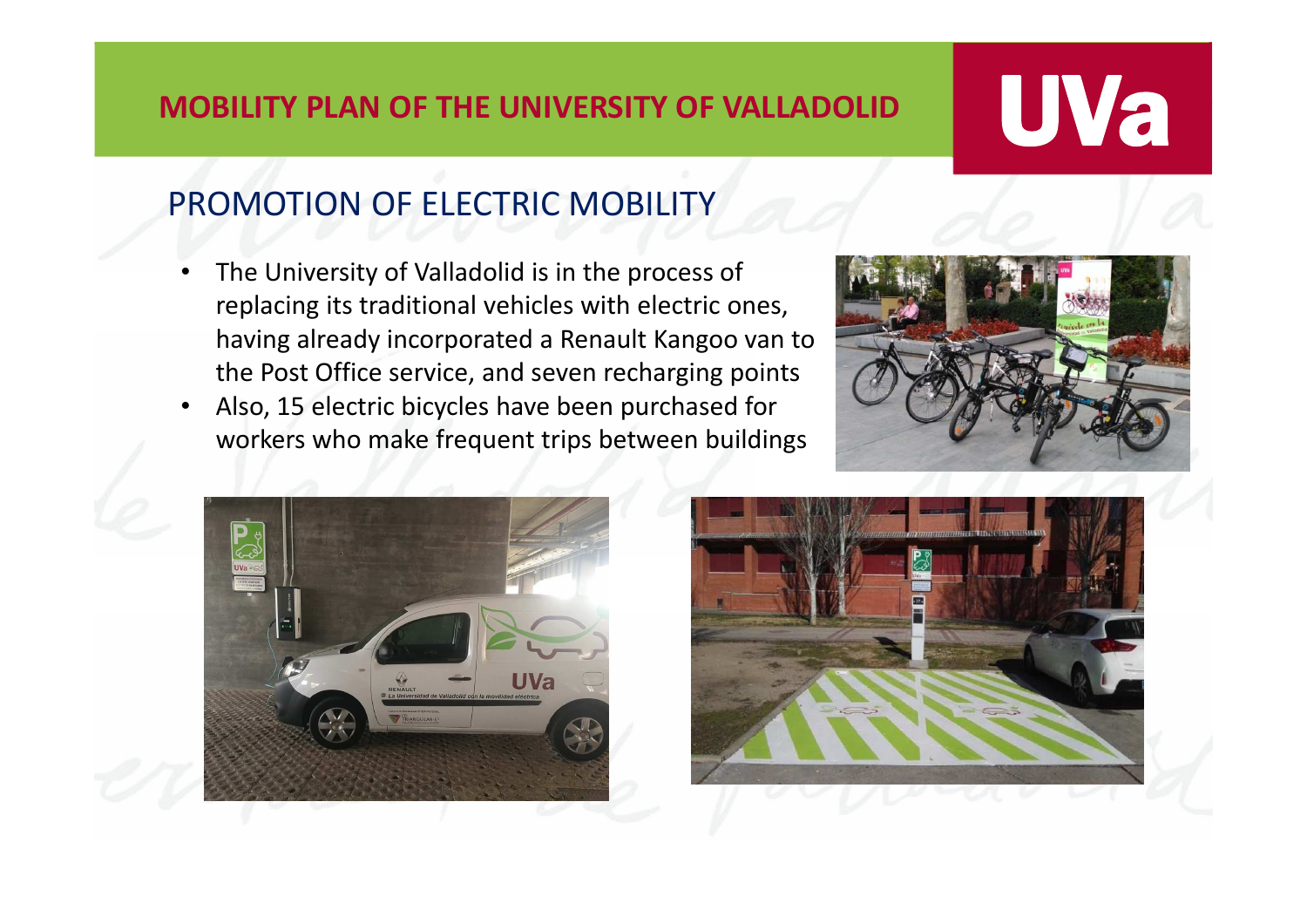## MOBILITY PLAN OF THE UNIVERSITY OF VALLADOLID

### PROMOTION OF ELECTRIC MOBILITY

- The University of Valladolid is in the process of replacing its traditional vehicles with electric ones, having already incorporated a Renault Kangoo van to the Post Office service, and seven recharging points
- Also, 15 electric bicycles have been purchased for workers who make frequent trips between buildings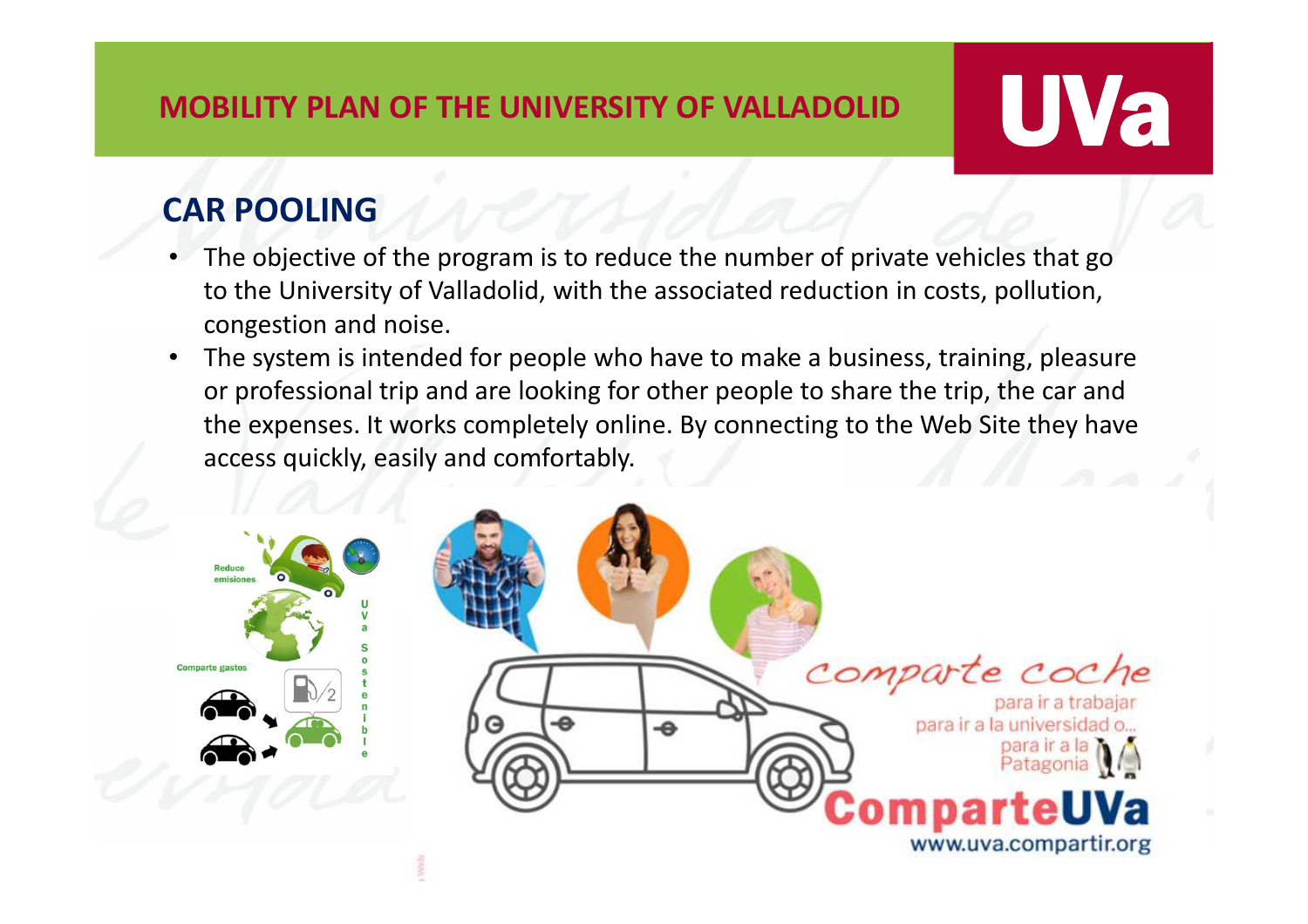## CAR POOLING

- The objective of the program is to reduce the number of private vehicles that go to the University of Valladolid, with the associated reduction in costs, pollution, congestion and noise.
- The system is intended for people who have to make a business, training, pleasure or professional trip and are looking for other people to share the trip, the car and the expenses. It works completely online. By connecting to the Web Site they have access quickly, easily and comfortably.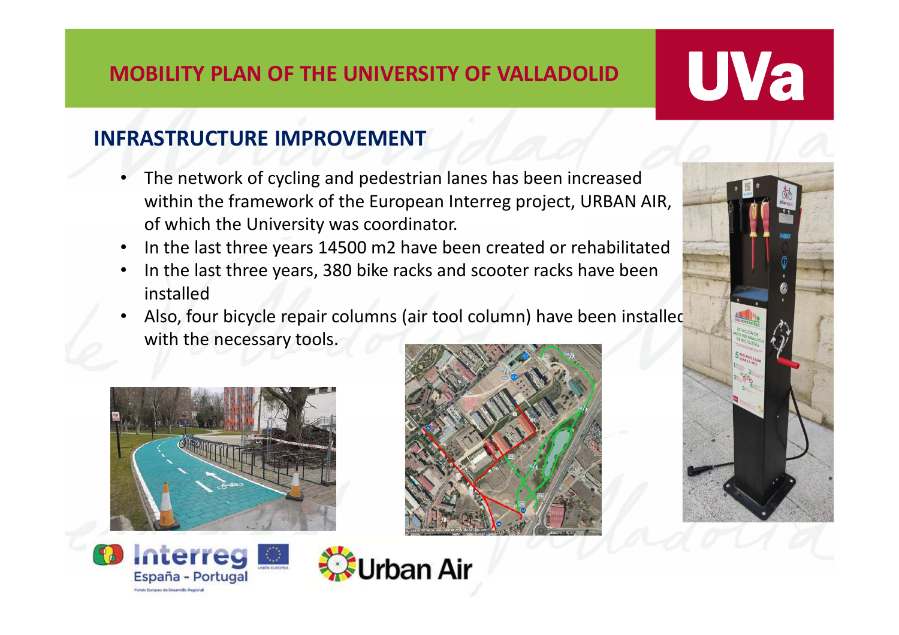# MOBILITY PLAN OF THE UNIVERSITY OF VALLADOLID

## INFRASTRUCTURE IMPROVEMENT

- The network of cycling and pedestrian lanes has been increased within the framework of the European Interreg project, URBAN AIR, of which the University was coordinator.
- In the last three years 14500 m2 have been created or rehabilitated
- In the last three years, 380 bike racks and scooter racks have been installed
- Also, four bicycle repair columns (air tool column) have been installed with the necessary tools.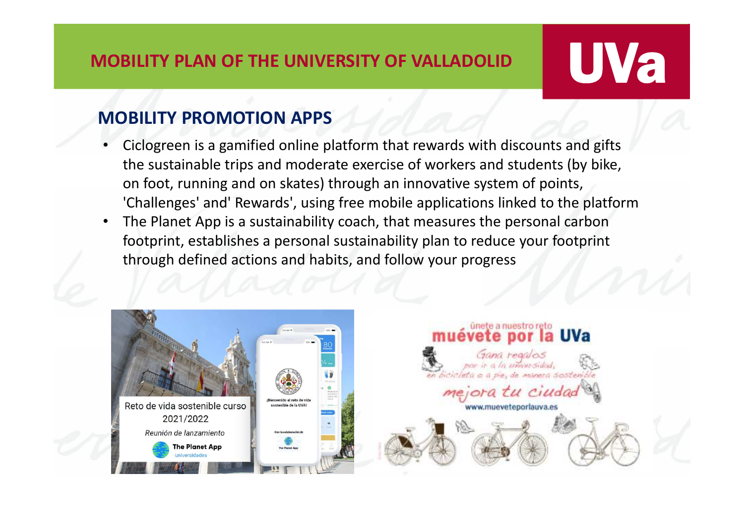# MOBILITY PLAN OF THE UNIVERSITY OF VALLADOLID

## MOBILITY PROMOTION APPS

- Ciclogreen is a gamified online platform that rewards with discounts and gifts the sustainable trips and moderate exercise of workers and students (by bike, on foot, running and on skates) through an innovative system of points, 'Challenges' and' Rewards', using free mobile applications linked to the platform
- The Planet App is a sustainability coach, that measures the personal carbon footprint, establishes a personal sustainability plan to reduce your footprint through defined actions and habits, and follow your progress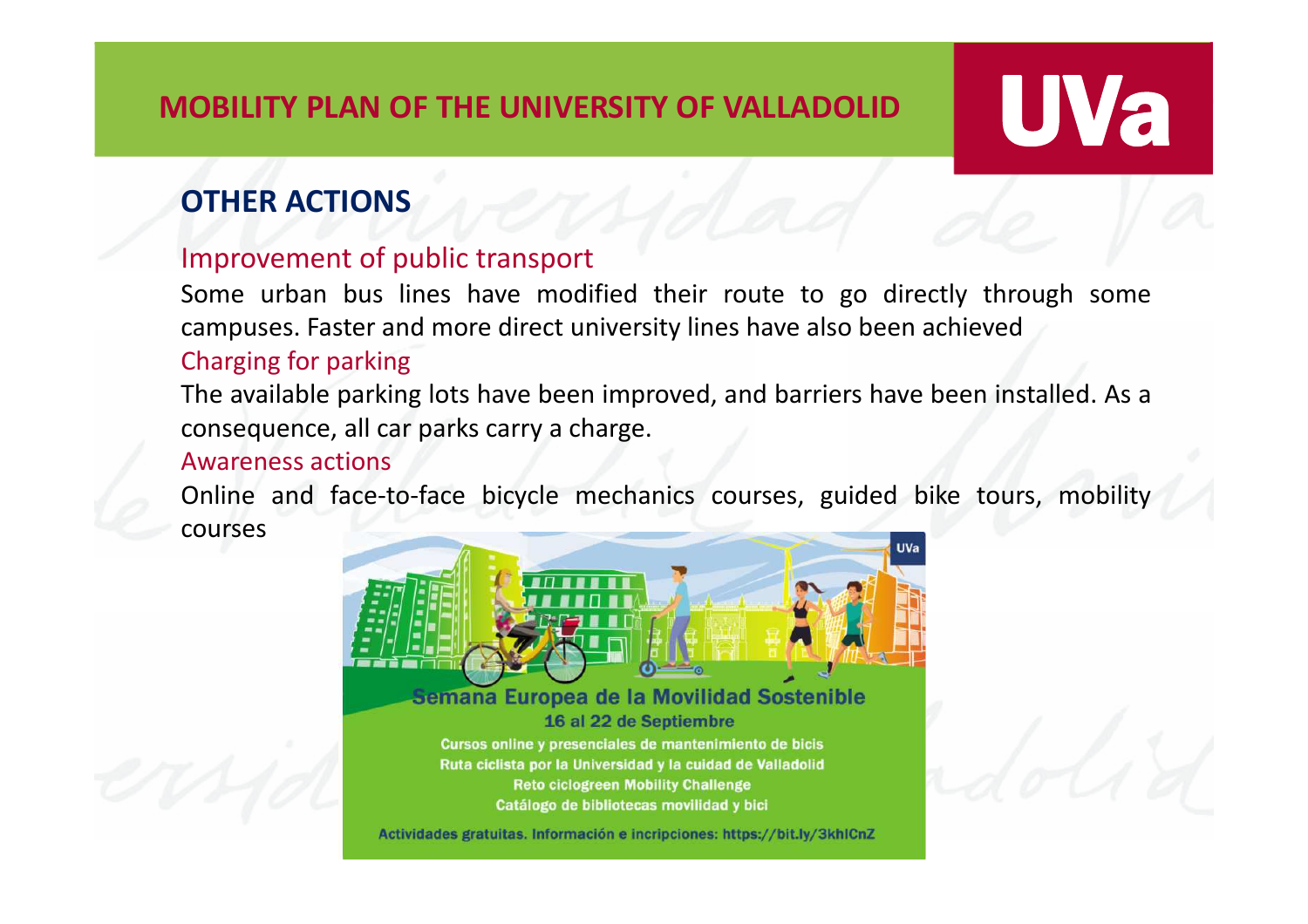## OTHER ACTIONS

### Improvement of public transport

Some urban bus lines have modified their route to go directly through some campuses. Faster and more direct university lines have also been achieved

### Charging for parking

The available parking lots have been improved, and barriers have been installed. As a consequence, all car parks carry a charge.

### Awareness actions

Online and face-to-face bicycle mechanics courses, guided bike tours, mobility courses

**Semana Europea de la Movilidad Sostenible**

**16 al 22 de Septiembre**

**Cursos online y presenciales de mantenimiento de bicis**
**Ruta ciclista por la Universidad y la cuidad de Valladolid**
**Reto ciclogreen Mobility Challenge**
**Catálogo de bibliotecas movilidad y bici**

**Actividades gratuitas. Información e incripciones: https://bit.ly/3khlCnZ**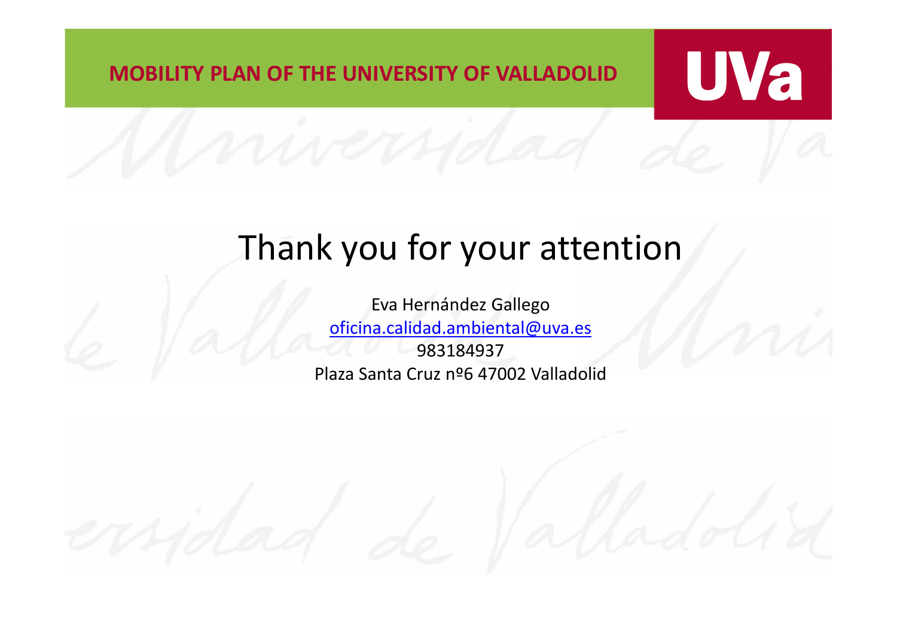# Thank you for your attention

Eva Hernández Gallego

oficina.calidad.ambiental@uva.es

983184937

Plaza Santa Cruz nº6 47002 Valladolid